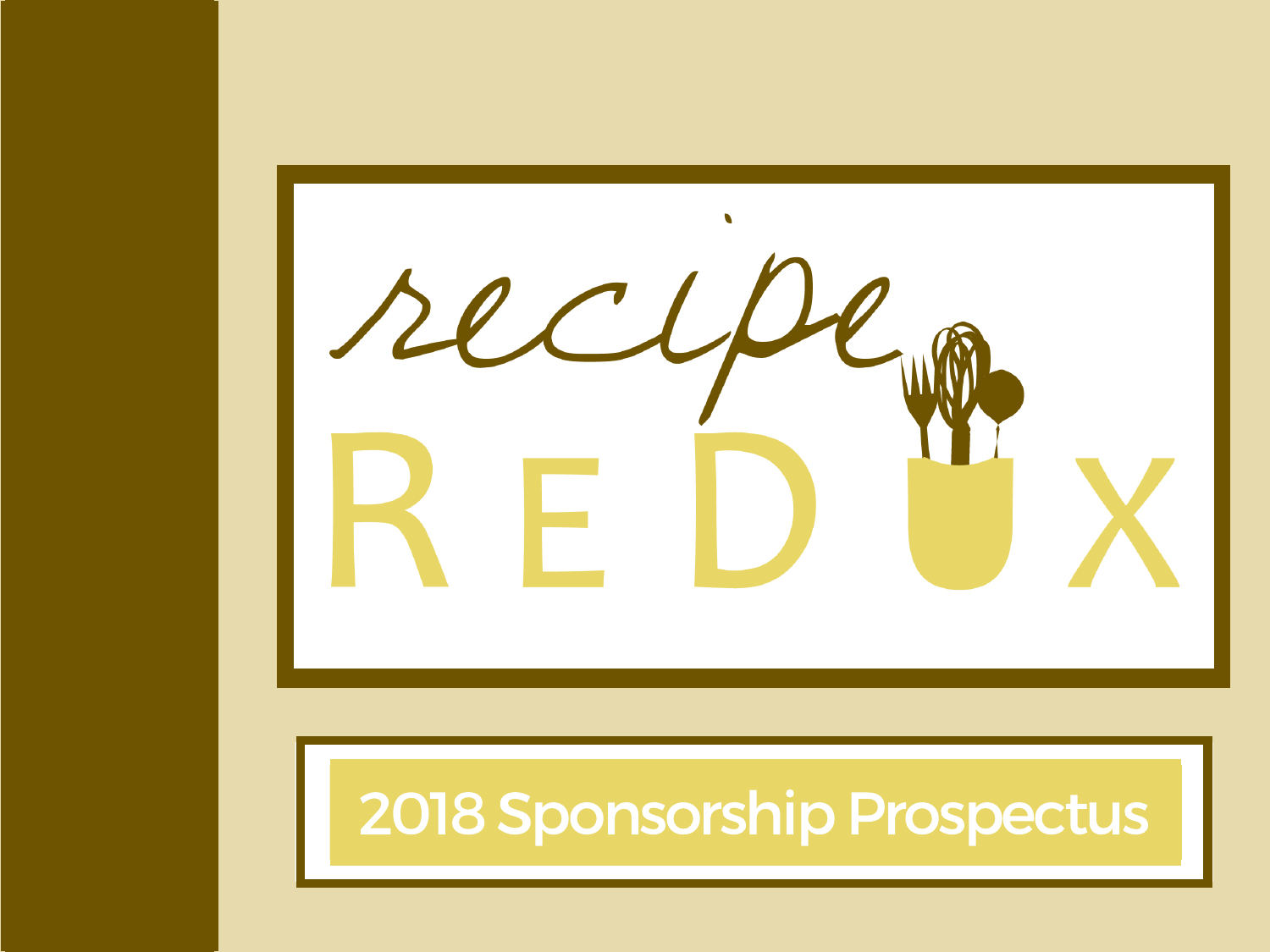# recipe REDUX

## 2018 Sponsorship Prospectus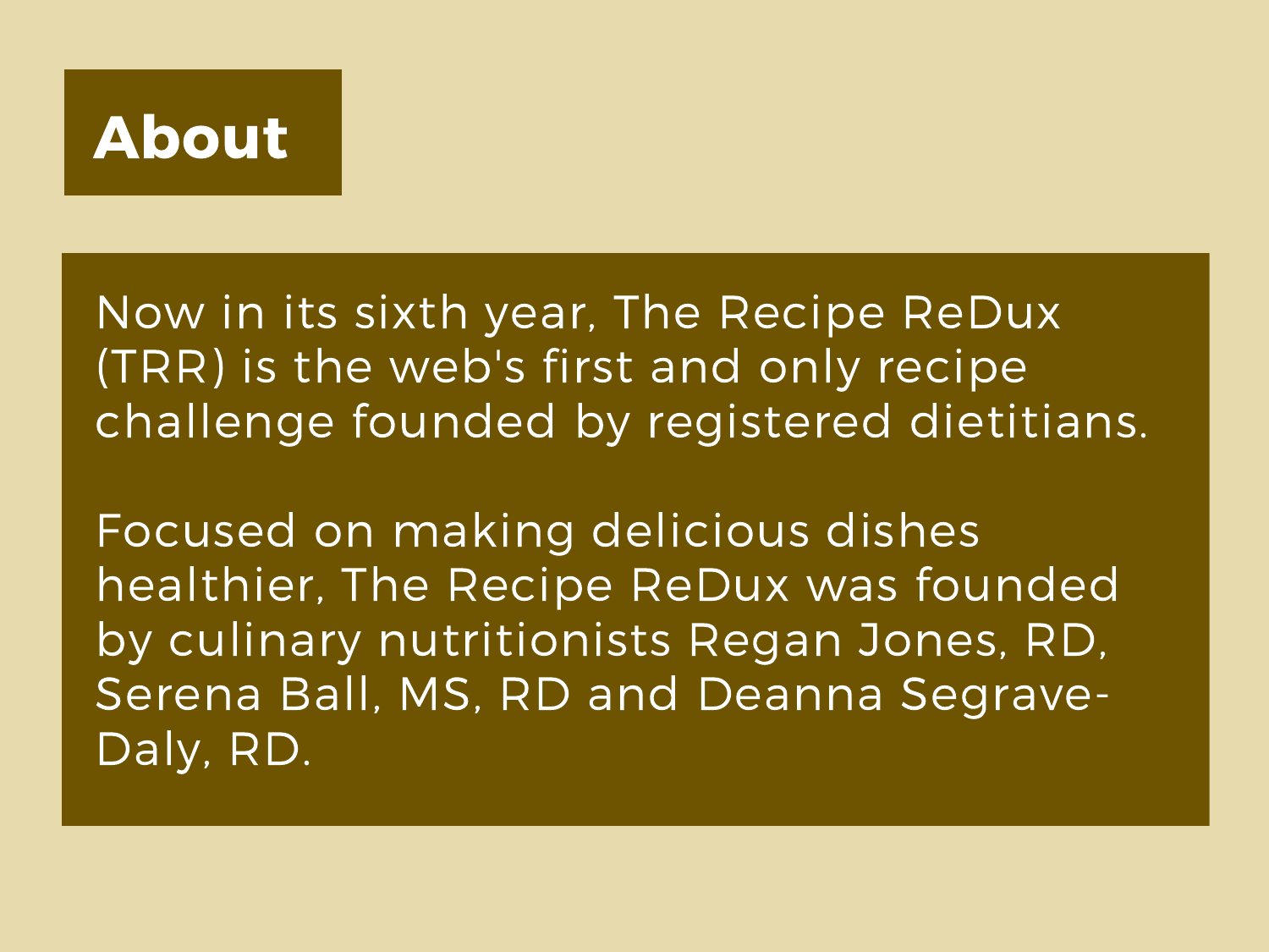# About

Now in its sixth year, The Recipe ReDux (TRR) is the web's first and only recipe challenge founded by registered dietitians.

Focused on making delicious dishes healthier, The Recipe ReDux was founded by culinary nutritionists Regan Jones, RD, Serena Ball, MS, RD and Deanna Segrave-Daly, RD.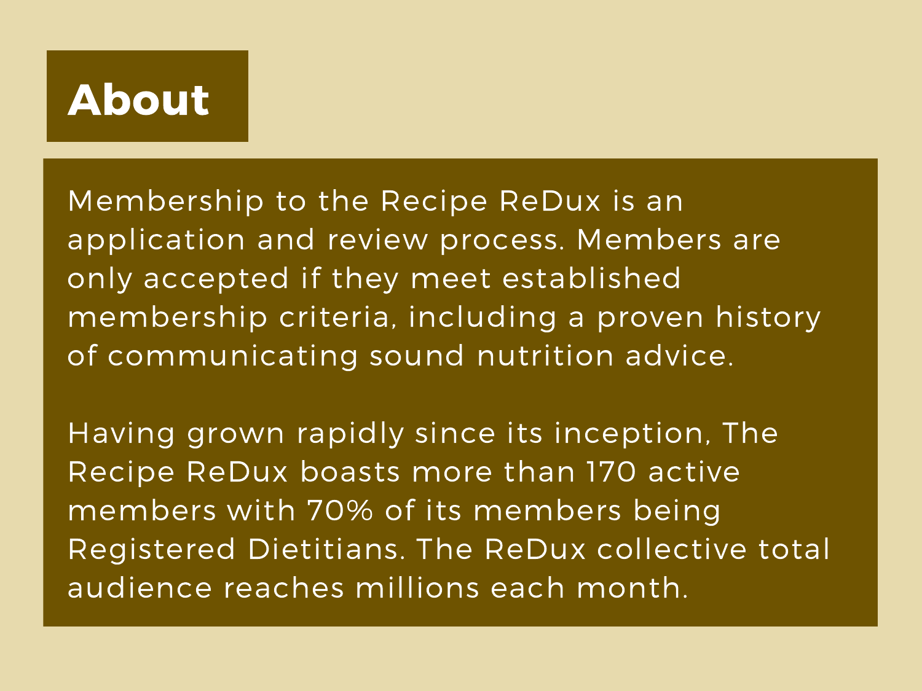# About

Membership to the Recipe ReDux is an application and review process. Members are only accepted if they meet established membership criteria, including a proven history of communicating sound nutrition advice.

Having grown rapidly since its inception, The Recipe ReDux boasts more than 170 active members with 70% of its members being Registered Dietitians. The ReDux collective total audience reaches millions each month.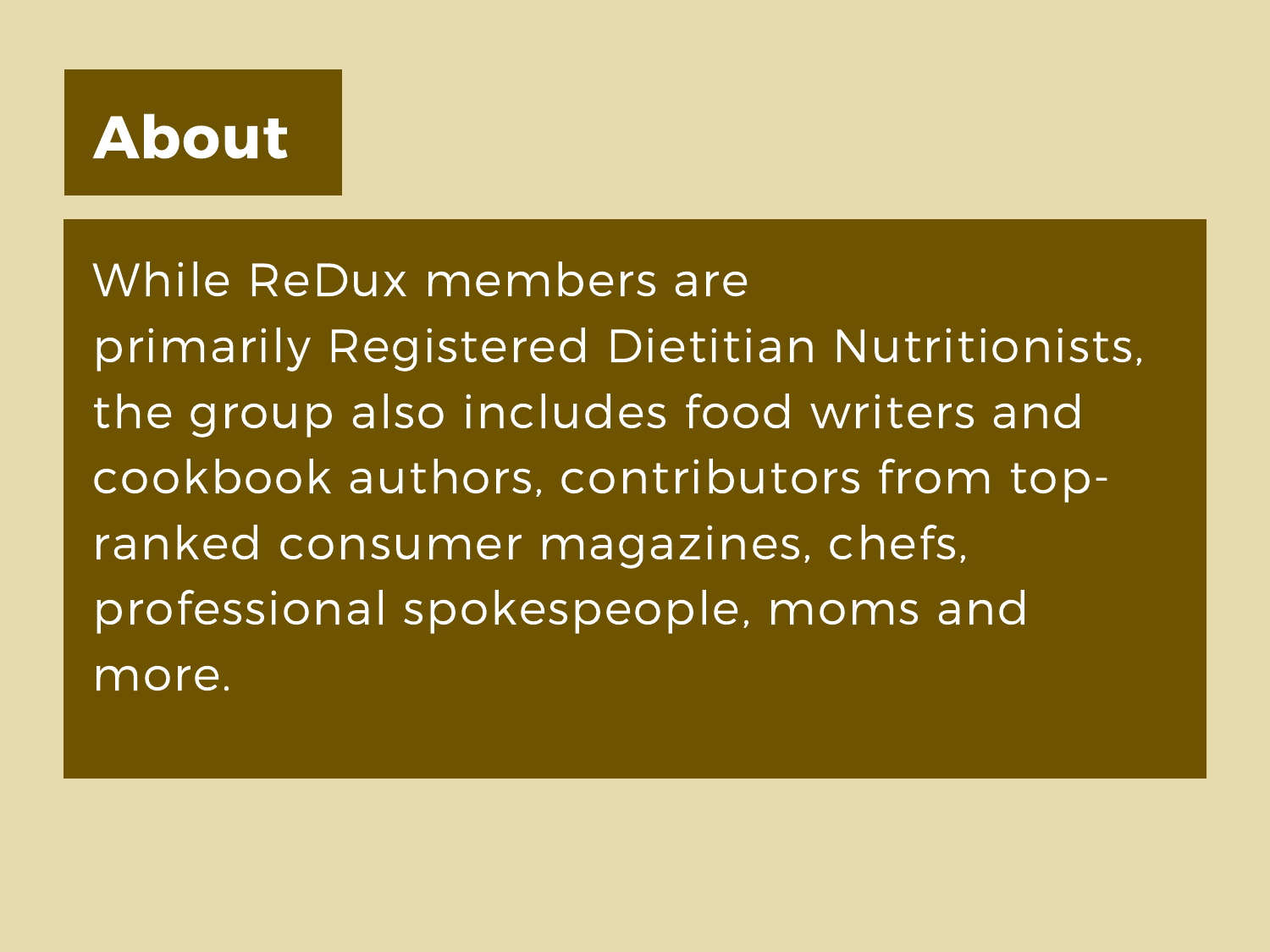# About

While ReDux members are primarily Registered Dietitian Nutritionists, the group also includes food writers and cookbook authors, contributors from top-ranked consumer magazines, chefs, professional spokespeople, moms and more.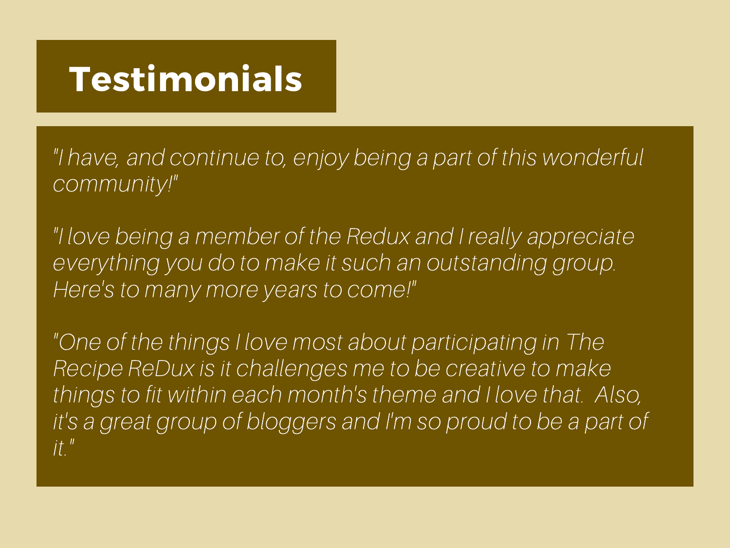# Testimonials

*"I have, and continue to, enjoy being a part of this wonderful community!"*

*"I love being a member of the Redux and I really appreciate everything you do to make it such an outstanding group. Here's to many more years to come!"*

*"One of the things I love most about participating in The Recipe ReDux is it challenges me to be creative to make things to fit within each month's theme and I love that. Also, it's a great group of bloggers and I'm so proud to be a part of it."*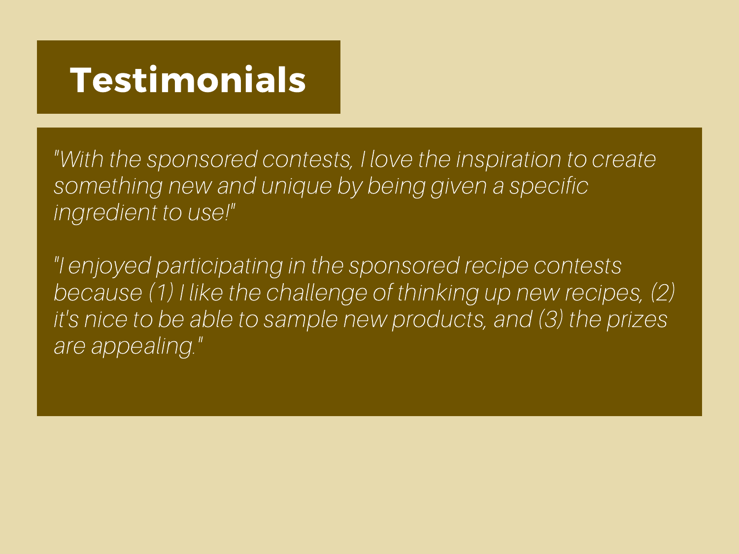# Testimonials

*"With the sponsored contests, I love the inspiration to create something new and unique by being given a specific ingredient to use!"*

*"I enjoyed participating in the sponsored recipe contests because (1) I like the challenge of thinking up new recipes, (2) it's nice to be able to sample new products, and (3) the prizes are appealing."*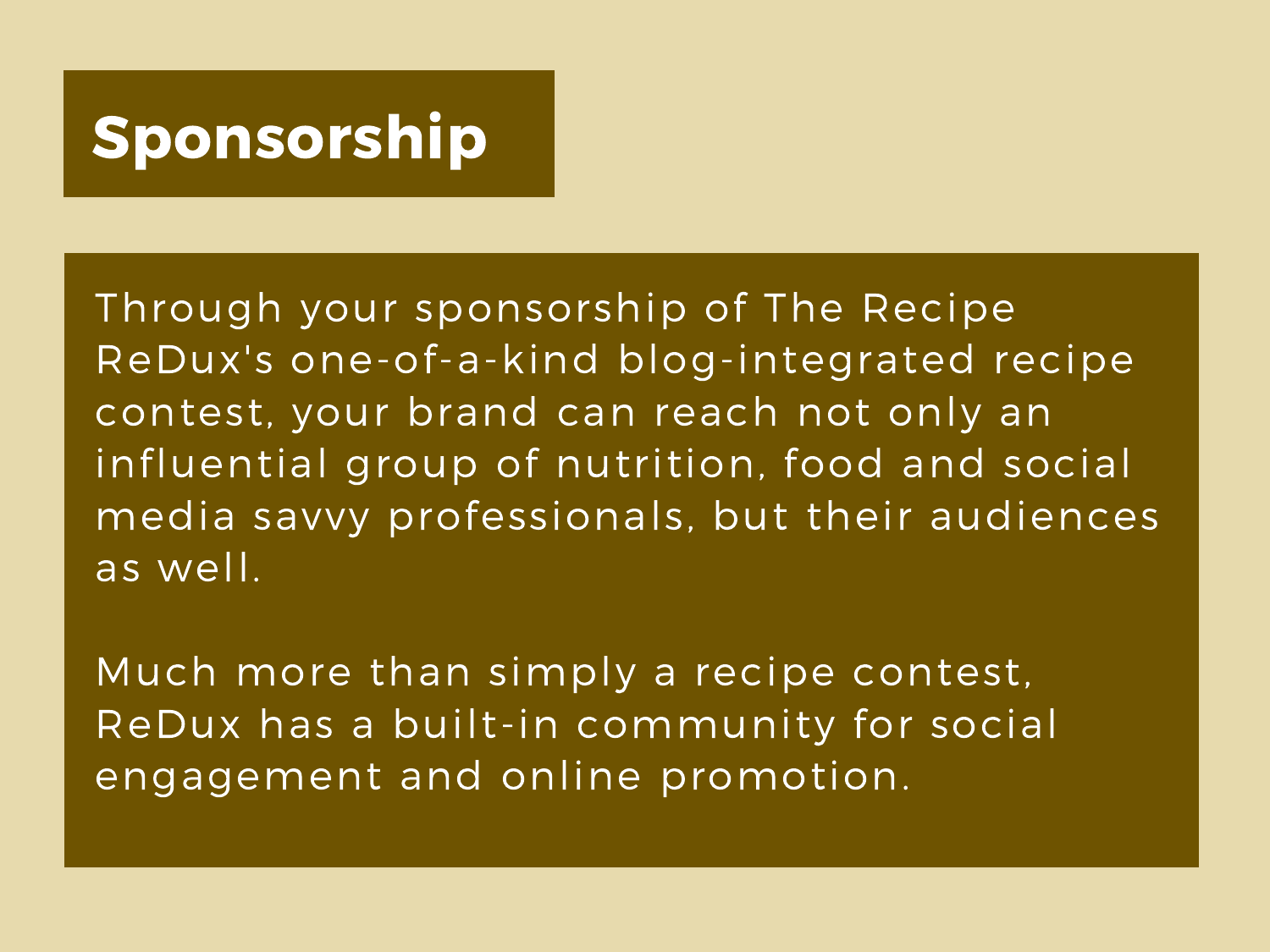# Sponsorship

Through your sponsorship of The Recipe ReDux's one-of-a-kind blog-integrated recipe contest, your brand can reach not only an influential group of nutrition, food and social media savvy professionals, but their audiences as well.

Much more than simply a recipe contest, ReDux has a built-in community for social engagement and online promotion.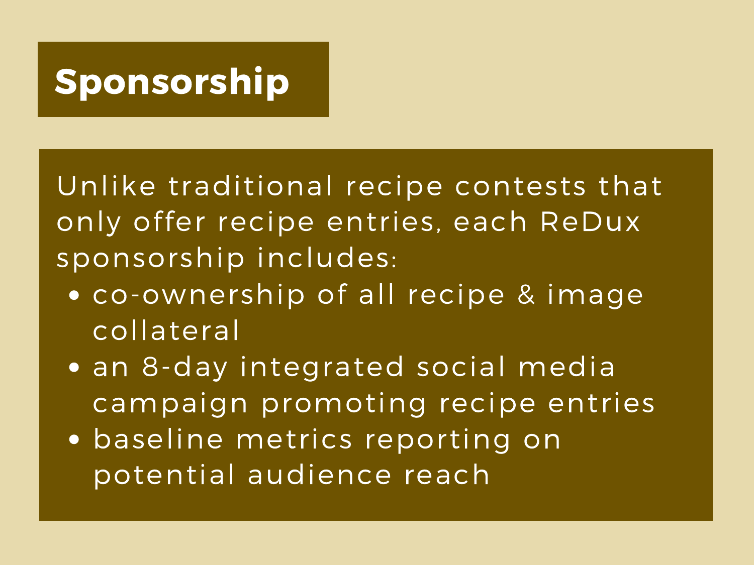# Sponsorship

Unlike traditional recipe contests that only offer recipe entries, each ReDux sponsorship includes:

- co-ownership of all recipe & image collateral
- an 8-day integrated social media campaign promoting recipe entries
- baseline metrics reporting on potential audience reach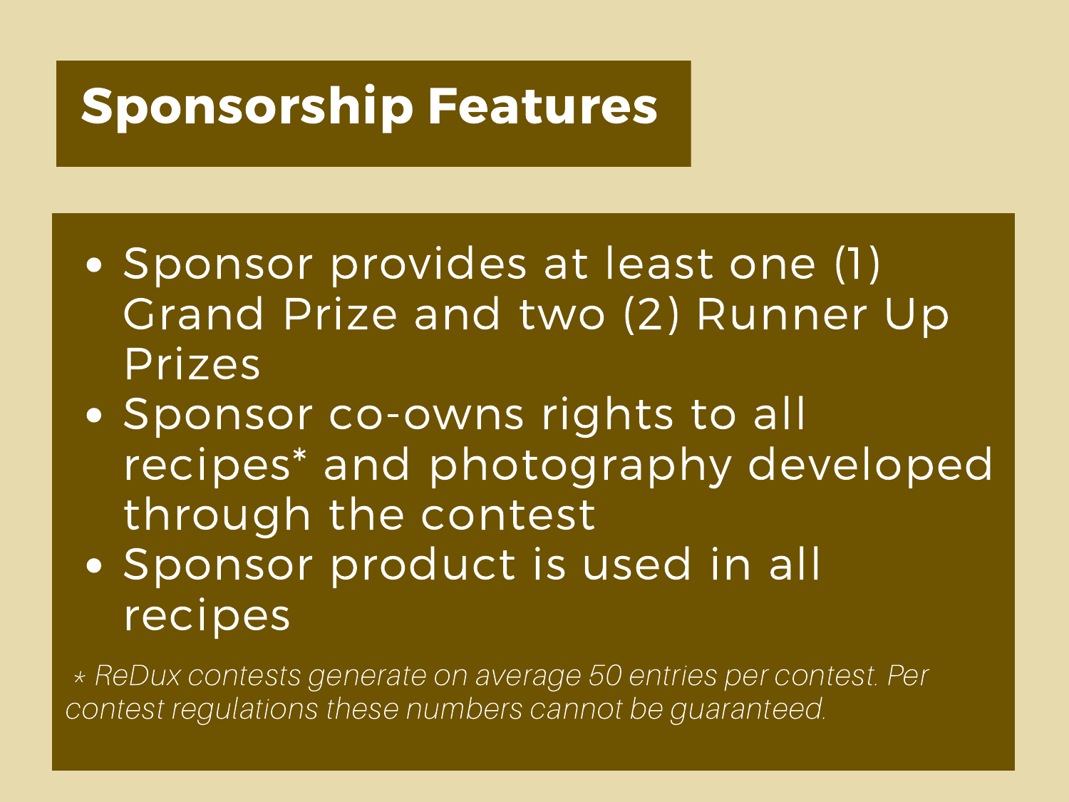# Sponsorship Features

- Sponsor provides at least one (1) Grand Prize and two (2) Runner Up Prizes
- Sponsor co-owns rights to all recipes* and photography developed through the contest
- Sponsor product is used in all recipes

*\* ReDux contests generate on average 50 entries per contest. Per contest regulations these numbers cannot be guaranteed.*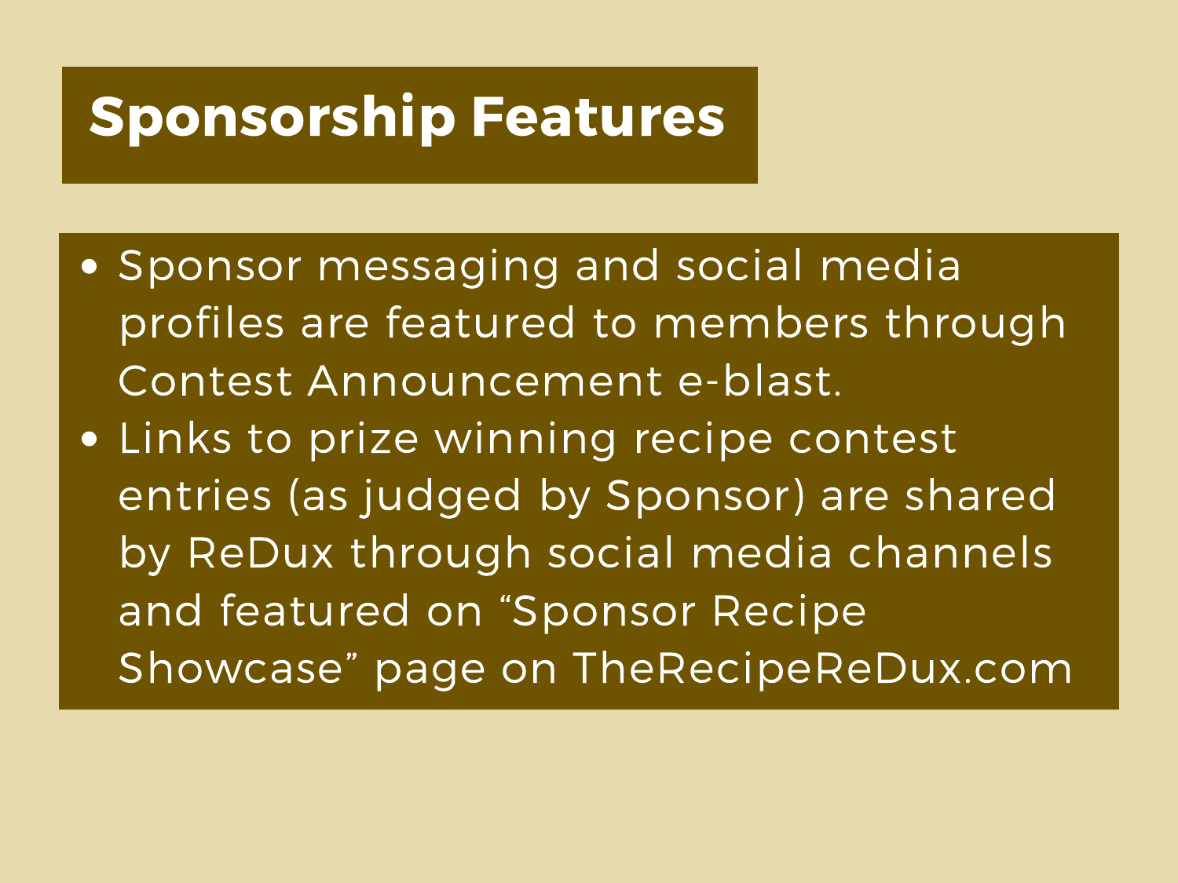# Sponsorship Features

- Sponsor messaging and social media profiles are featured to members through Contest Announcement e-blast.
- Links to prize winning recipe contest entries (as judged by Sponsor) are shared by ReDux through social media channels and featured on "Sponsor Recipe Showcase" page on TheRecipeReDux.com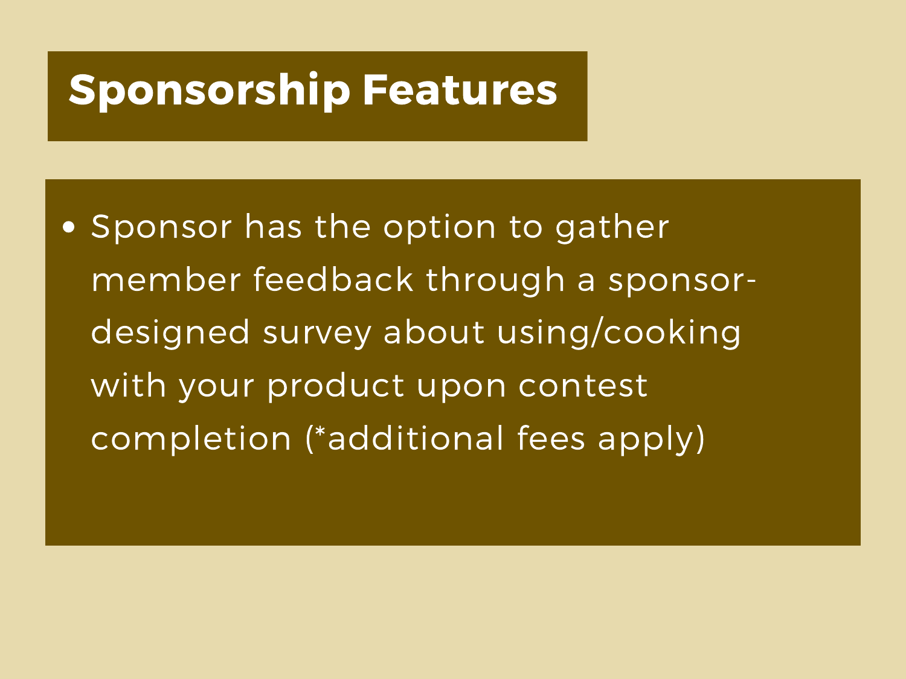# Sponsorship Features

- Sponsor has the option to gather member feedback through a sponsor-designed survey about using/cooking with your product upon contest completion (*additional fees apply)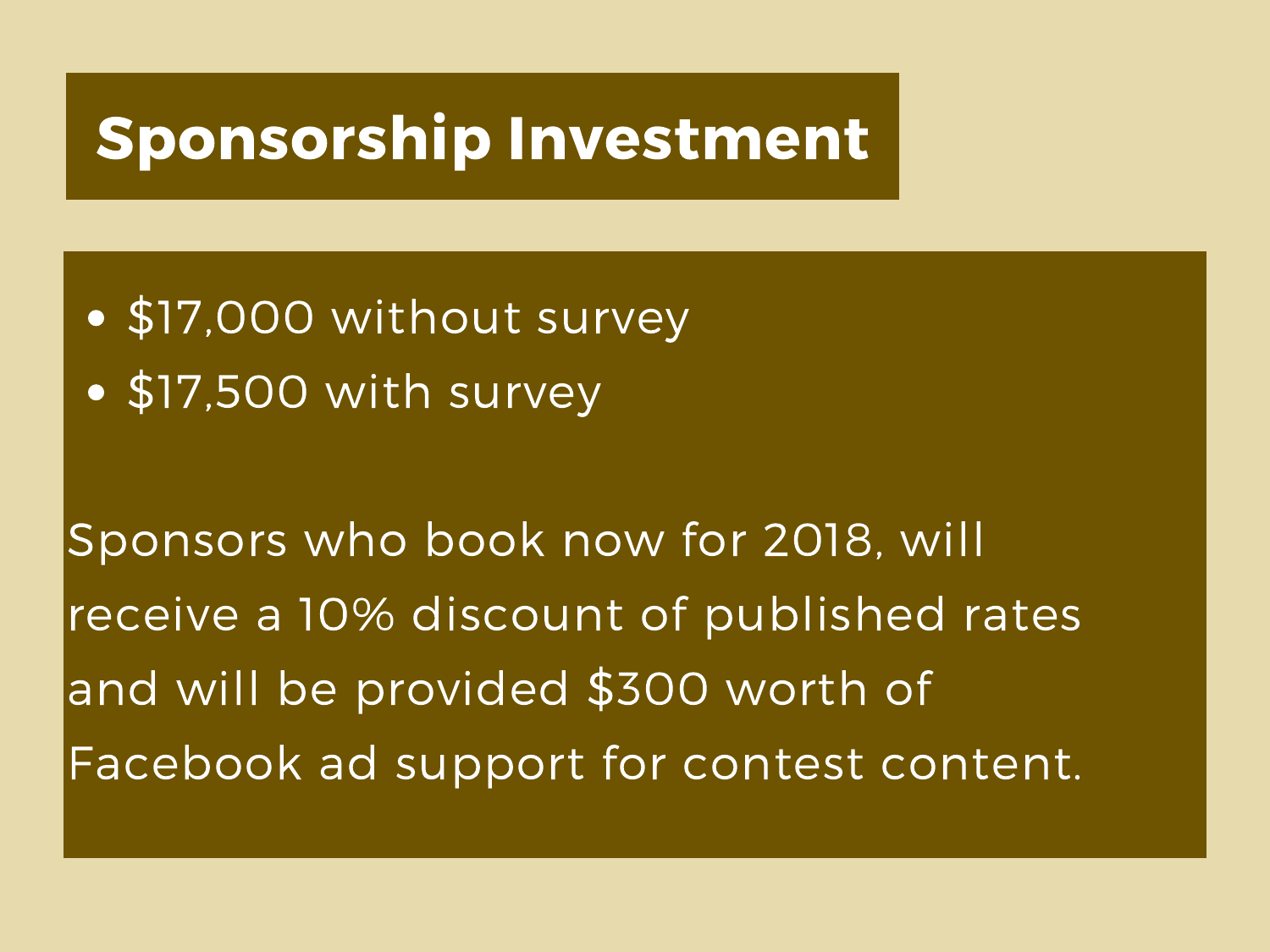# Sponsorship Investment

- $17,000 without survey
- $17,500 with survey

Sponsors who book now for 2018, will receive a 10% discount of published rates and will be provided $300 worth of Facebook ad support for contest content.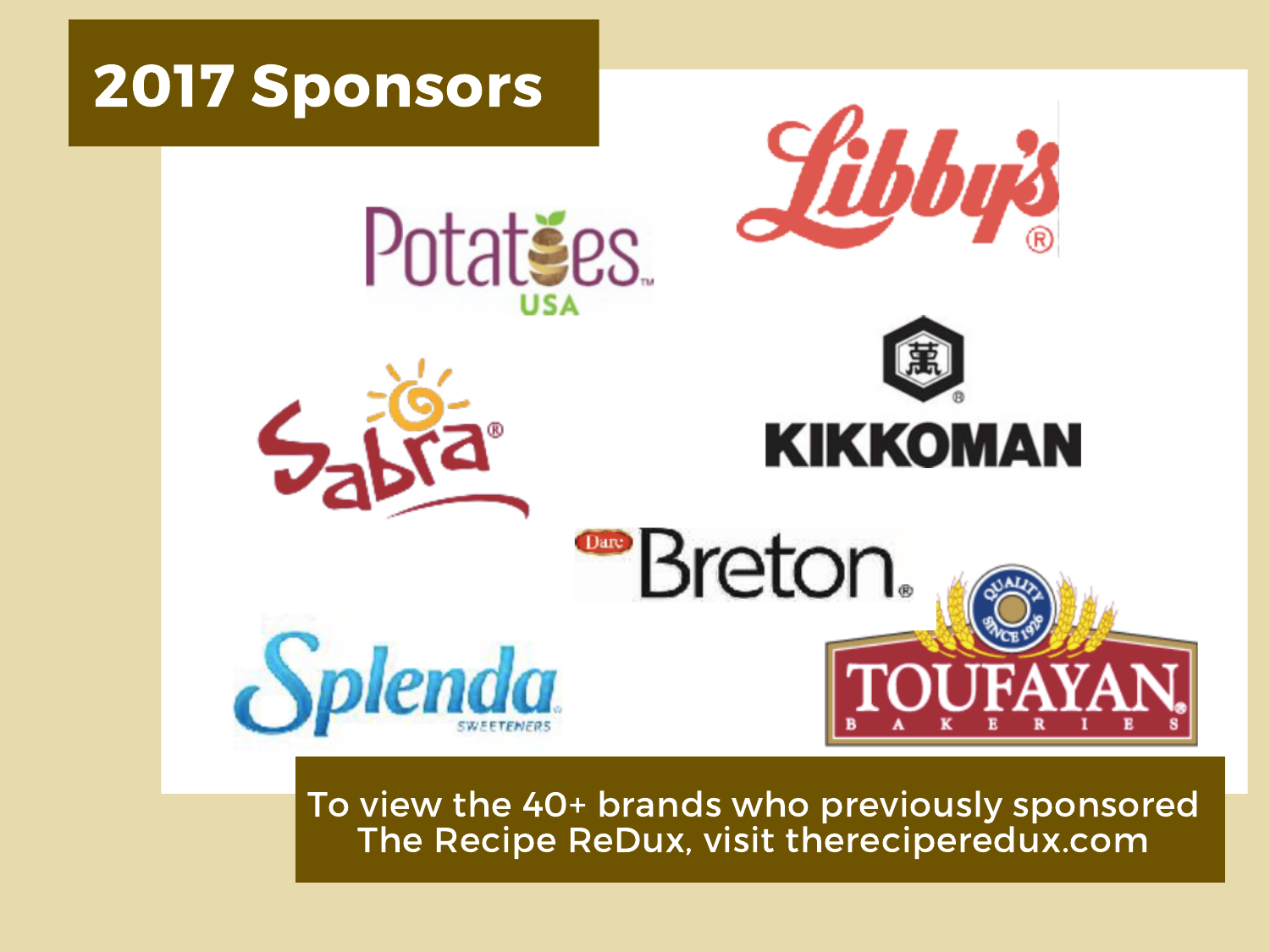# 2017 Sponsors

Potatoes USA

Libby's®

Sabra®

KIKKOMAN

Dare Breton®

Splenda Sweeteners

Toufayan Bakeries — Quality Since 1926

To view the 40+ brands who previously sponsored The Recipe ReDux, visit thereciperedux.com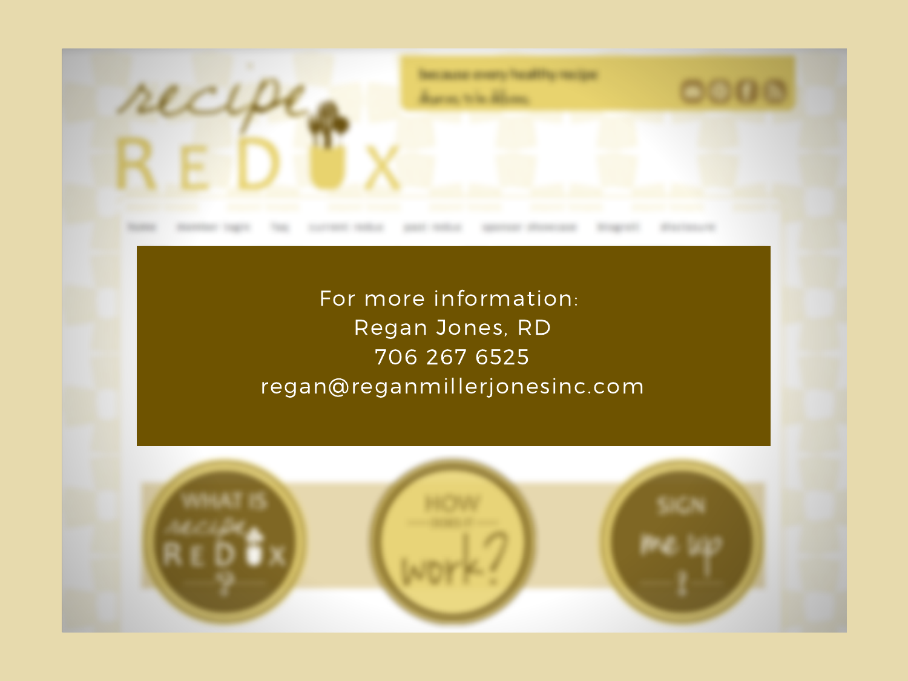For more information:
Regan Jones, RD
706 267 6525
regan@reganmillerjonesinc.com